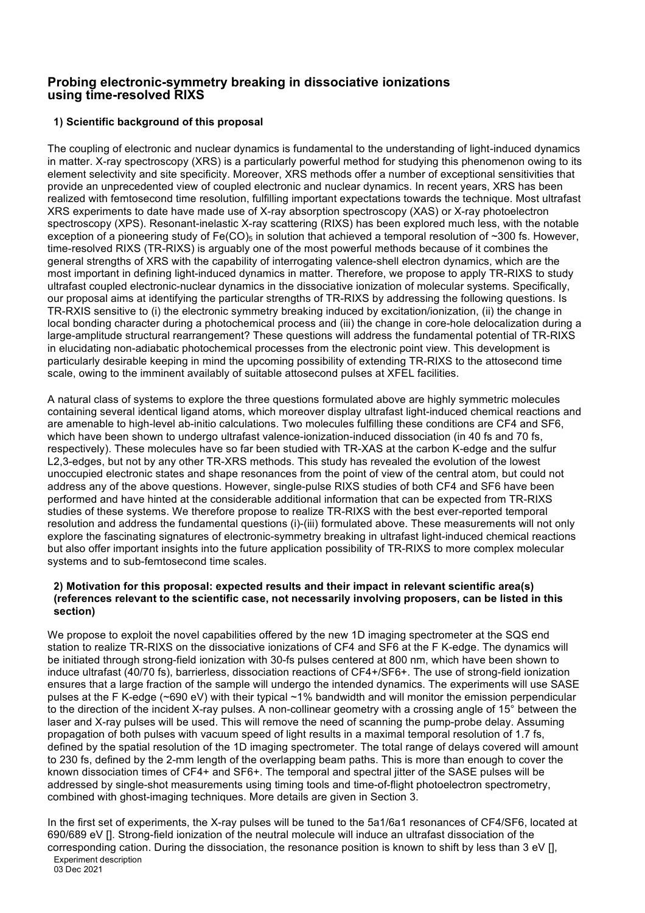# Probing electronic-symmetry breaking in dissociative ionizations using time-resolved RIXS

## 1) Scientific background of this proposal

The coupling of electronic and nuclear dynamics is fundamental to the understanding of light-induced dynamics in matter. X-ray spectroscopy (XRS) is a particularly powerful method for studying this phenomenon owing to its element selectivity and site specificity. Moreover, XRS methods offer a number of exceptional sensitivities that provide an unprecedented view of coupled electronic and nuclear dynamics. In recent years, XRS has been realized with femtosecond time resolution, fulfilling important expectations towards the technique. Most ultrafast XRS experiments to date have made use of X-ray absorption spectroscopy (XAS) or X-ray photoelectron spectroscopy (XPS). Resonant-inelastic X-ray scattering (RIXS) has been explored much less, with the notable exception of a pioneering study of $Fe(CO)_5$ in solution that achieved a temporal resolution of ~300 fs. However, time-resolved RIXS (TR-RIXS) is arguably one of the most powerful methods because of it combines the general strengths of XRS with the capability of interrogating valence-shell electron dynamics, which are the most important in defining light-induced dynamics in matter. Therefore, we propose to apply TR-RIXS to study ultrafast coupled electronic-nuclear dynamics in the dissociative ionization of molecular systems. Specifically, our proposal aims at identifying the particular strengths of TR-RIXS by addressing the following questions. Is TR-RXIS sensitive to (i) the electronic symmetry breaking induced by excitation/ionization, (ii) the change in local bonding character during a photochemical process and (iii) the change in core-hole delocalization during a large-amplitude structural rearrangement? These questions will address the fundamental potential of TR-RIXS in elucidating non-adiabatic photochemical processes from the electronic point view. This development is particularly desirable keeping in mind the upcoming possibility of extending TR-RIXS to the attosecond time scale, owing to the imminent availabily of suitable attosecond pulses at XFEL facilities.

A natural class of systems to explore the three questions formulated above are highly symmetric molecules containing several identical ligand atoms, which moreover display ultrafast light-induced chemical reactions and are amenable to high-level ab-initio calculations. Two molecules fulfilling these conditions are CF4 and SF6, which have been shown to undergo ultrafast valence-ionization-induced dissociation (in 40 fs and 70 fs, respectively). These molecules have so far been studied with TR-XAS at the carbon K-edge and the sulfur L2,3-edges, but not by any other TR-XRS methods. This study has revealed the evolution of the lowest unoccupied electronic states and shape resonances from the point of view of the central atom, but could not address any of the above questions. However, single-pulse RIXS studies of both CF4 and SF6 have been performed and have hinted at the considerable additional information that can be expected from TR-RIXS studies of these systems. We therefore propose to realize TR-RIXS with the best ever-reported temporal resolution and address the fundamental questions (i)-(iii) formulated above. These measurements will not only explore the fascinating signatures of electronic-symmetry breaking in ultrafast light-induced chemical reactions but also offer important insights into the future application possibility of TR-RIXS to more complex molecular systems and to sub-femtosecond time scales.

### 2) Motivation for this proposal: expected results and their impact in relevant scientific area(s) (references relevant to the scientific case, not necessarily involving proposers, can be listed in this section)

We propose to exploit the novel capabilities offered by the new 1D imaging spectrometer at the SQS end station to realize TR-RIXS on the dissociative ionizations of CF4 and SF6 at the F K-edge. The dynamics will be initiated through strong-field ionization with 30-fs pulses centered at 800 nm, which have been shown to induce ultrafast (40/70 fs), barrierless, dissociation reactions of CF4+/SF6+. The use of strong-field ionization ensures that a large fraction of the sample will undergo the intended dynamics. The experiments will use SASE pulses at the F K-edge (~690 eV) with their typical ~1% bandwidth and will monitor the emission perpendicular to the direction of the incident X-ray pulses. A non-collinear geometry with a crossing angle of 15° between the laser and X-ray pulses will be used. This will remove the need of scanning the pump-probe delay. Assuming propagation of both pulses with vacuum speed of light results in a maximal temporal resolution of 1.7 fs, defined by the spatial resolution of the 1D imaging spectrometer. The total range of delays covered will amount to 230 fs, defined by the 2-mm length of the overlapping beam paths. This is more than enough to cover the known dissociation times of CF4+ and SF6+. The temporal and spectral jitter of the SASE pulses will be addressed by single-shot measurements using timing tools and time-of-flight photoelectron spectrometry, combined with ghost-imaging techniques. More details are given in Section 3.

In the first set of experiments, the X-ray pulses will be tuned to the 5a1/6a1 resonances of CF4/SF6, located at 690/689 eV []. Strong-field ionization of the neutral molecule will induce an ultrafast dissociation of the corresponding cation. During the dissociation, the resonance position is known to shift by less than 3 eV [],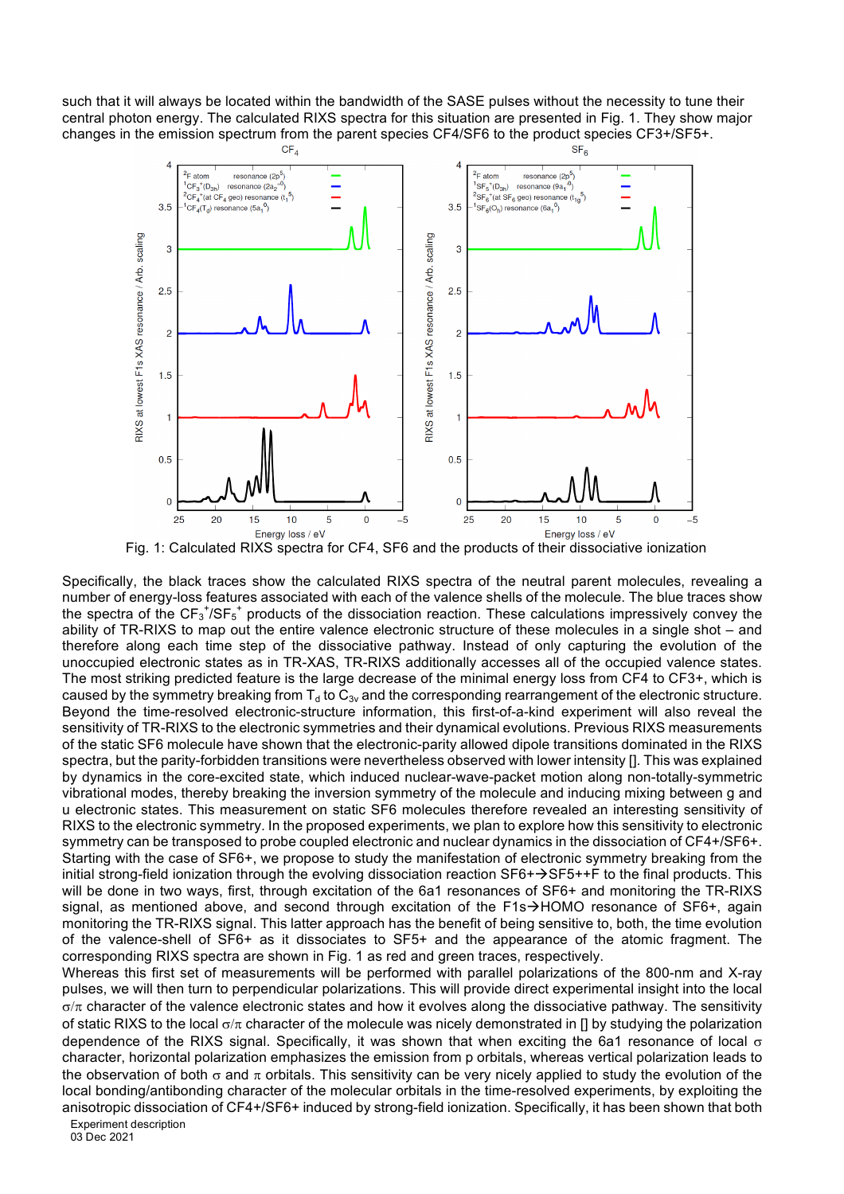such that it will always be located within the bandwidth of the SASE pulses without the necessity to tune their central photon energy. The calculated RIXS spectra for this situation are presented in Fig. 1. They show major changes in the emission spectrum from the parent species CF4/SF6 to the product species CF3+/SF5+.

Fig. 1: Calculated RIXS spectra for CF4, SF6 and the products of their dissociative ionization

Specifically, the black traces show the calculated RIXS spectra of the neutral parent molecules, revealing a number of energy-loss features associated with each of the valence shells of the molecule. The blue traces show the spectra of the $CF_3^+$/$SF_5^+$ products of the dissociation reaction. These calculations impressively convey the ability of TR-RIXS to map out the entire valence electronic structure of these molecules in a single shot – and therefore along each time step of the dissociative pathway. Instead of only capturing the evolution of the unoccupied electronic states as in TR-XAS, TR-RIXS additionally accesses all of the occupied valence states. The most striking predicted feature is the large decrease of the minimal energy loss from CF4 to CF3+, which is caused by the symmetry breaking from $T_d$ to $C_{3v}$ and the corresponding rearrangement of the electronic structure. Beyond the time-resolved electronic-structure information, this first-of-a-kind experiment will also reveal the sensitivity of TR-RIXS to the electronic symmetries and their dynamical evolutions. Previous RIXS measurements of the static SF6 molecule have shown that the electronic-parity allowed dipole transitions dominated in the RIXS spectra, but the parity-forbidden transitions were nevertheless observed with lower intensity []. This was explained by dynamics in the core-excited state, which induced nuclear-wave-packet motion along non-totally-symmetric vibrational modes, thereby breaking the inversion symmetry of the molecule and inducing mixing between g and u electronic states. This measurement on static SF6 molecules therefore revealed an interesting sensitivity of RIXS to the electronic symmetry. In the proposed experiments, we plan to explore how this sensitivity to electronic symmetry can be transposed to probe coupled electronic and nuclear dynamics in the dissociation of CF4+/SF6+. Starting with the case of SF6+, we propose to study the manifestation of electronic symmetry breaking from the initial strong-field ionization through the evolving dissociation reaction SF6+→SF5++F to the final products. This will be done in two ways, first, through excitation of the 6a1 resonances of SF6+ and monitoring the TR-RIXS signal, as mentioned above, and second through excitation of the F1s→HOMO resonance of SF6+, again monitoring the TR-RIXS signal. This latter approach has the benefit of being sensitive to, both, the time evolution of the valence-shell of SF6+ as it dissociates to SF5+ and the appearance of the atomic fragment. The corresponding RIXS spectra are shown in Fig. 1 as red and green traces, respectively.

Whereas this first set of measurements will be performed with parallel polarizations of the 800-nm and X-ray pulses, we will then turn to perpendicular polarizations. This will provide direct experimental insight into the local $\sigma/\pi$ character of the valence electronic states and how it evolves along the dissociative pathway. The sensitivity of static RIXS to the local $\sigma/\pi$ character of the molecule was nicely demonstrated in [] by studying the polarization dependence of the RIXS signal. Specifically, it was shown that when exciting the 6a1 resonance of local $\sigma$ character, horizontal polarization emphasizes the emission from p orbitals, whereas vertical polarization leads to the observation of both $\sigma$ and $\pi$ orbitals. This sensitivity can be very nicely applied to study the evolution of the local bonding/antibonding character of the molecular orbitals in the time-resolved experiments, by exploiting the anisotropic dissociation of CF4+/SF6+ induced by strong-field ionization. Specifically, it has been shown that both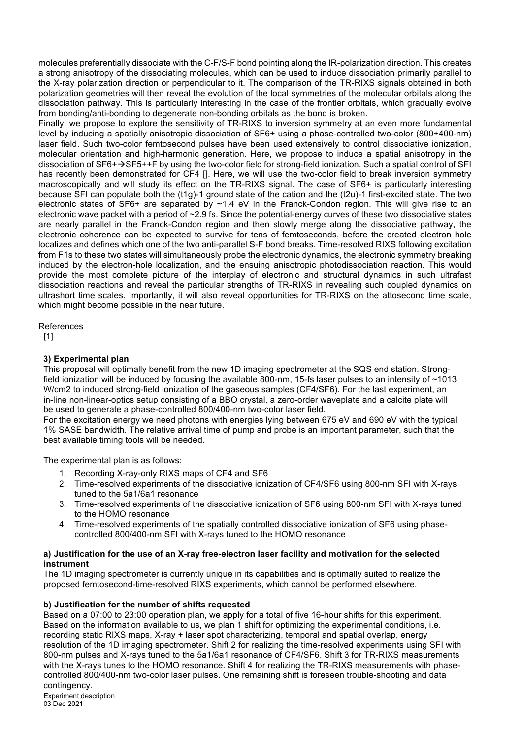molecules preferentially dissociate with the C-F/S-F bond pointing along the IR-polarization direction. This creates a strong anisotropy of the dissociating molecules, which can be used to induce dissociation primarily parallel to the X-ray polarization direction or perpendicular to it. The comparison of the TR-RIXS signals obtained in both polarization geometries will then reveal the evolution of the local symmetries of the molecular orbitals along the dissociation pathway. This is particularly interesting in the case of the frontier orbitals, which gradually evolve from bonding/anti-bonding to degenerate non-bonding orbitals as the bond is broken.

Finally, we propose to explore the sensitivity of TR-RIXS to inversion symmetry at an even more fundamental level by inducing a spatially anisotropic dissociation of $SF_6^+$ using a phase-controlled two-color (800+400-nm) laser field. Such two-color femtosecond pulses have been used extensively to control dissociative ionization, molecular orientation and high-harmonic generation. Here, we propose to induce a spatial anisotropy in the dissociation of $SF_6^+ \rightarrow SF_5^+ + F$ by using the two-color field for strong-field ionization. Such a spatial control of SFI has recently been demonstrated for $CF_4$ []. Here, we will use the two-color field to break inversion symmetry macroscopically and will study its effect on the TR-RIXS signal. The case of $SF_6^+$ is particularly interesting because SFI can populate both the $(t_{1g})^{-1}$ ground state of the cation and the $(t_{2u})^{-1}$ first-excited state. The two electronic states of $SF_6^+$ are separated by ~1.4 eV in the Franck-Condon region. This will give rise to an electronic wave packet with a period of ~2.9 fs. Since the potential-energy curves of these two dissociative states are nearly parallel in the Franck-Condon region and then slowly merge along the dissociative pathway, the electronic coherence can be expected to survive for tens of femtoseconds, before the created electron hole localizes and defines which one of the two anti-parallel S-F bond breaks. Time-resolved RIXS following excitation from F1s to these two states will simultaneously probe the electronic dynamics, the electronic symmetry breaking induced by the electron-hole localization, and the ensuing anisotropic photodissociation reaction. This would provide the most complete picture of the interplay of electronic and structural dynamics in such ultrafast dissociation reactions and reveal the particular strengths of TR-RIXS in revealing such coupled dynamics on ultrashort time scales. Importantly, it will also reveal opportunities for TR-RIXS on the attosecond time scale, which might become possible in the near future.

References

[1]

### 3) Experimental plan

This proposal will optimally benefit from the new 1D imaging spectrometer at the SQS end station. Strong-field ionization will be induced by focusing the available 800-nm, 15-fs laser pulses to an intensity of $\sim 10^{13}$ W/cm2 to induced strong-field ionization of the gaseous samples ($CF_4$/$SF_6$). For the last experiment, an in-line non-linear-optics setup consisting of a BBO crystal, a zero-order waveplate and a calcite plate will be used to generate a phase-controlled 800/400-nm two-color laser field.

For the excitation energy we need photons with energies lying between 675 eV and 690 eV with the typical 1% SASE bandwidth. The relative arrival time of pump and probe is an important parameter, such that the best available timing tools will be needed.

The experimental plan is as follows:

1. Recording X-ray-only RIXS maps of $CF_4$ and $SF_6$
2. Time-resolved experiments of the dissociative ionization of $CF_4$/$SF_6$ using 800-nm SFI with X-rays tuned to the $5a_1$/$6a_1$ resonance
3. Time-resolved experiments of the dissociative ionization of $SF_6$ using 800-nm SFI with X-rays tuned to the HOMO resonance
4. Time-resolved experiments of the spatially controlled dissociative ionization of $SF_6$ using phase-controlled 800/400-nm SFI with X-rays tuned to the HOMO resonance

#### a) Justification for the use of an X-ray free-electron laser facility and motivation for the selected instrument

The 1D imaging spectrometer is currently unique in its capabilities and is optimally suited to realize the proposed femtosecond-time-resolved RIXS experiments, which cannot be performed elsewhere.

#### b) Justification for the number of shifts requested

Based on a 07:00 to 23:00 operation plan, we apply for a total of five 16-hour shifts for this experiment. Based on the information available to us, we plan 1 shift for optimizing the experimental conditions, i.e. recording static RIXS maps, X-ray + laser spot characterizing, temporal and spatial overlap, energy resolution of the 1D imaging spectrometer. Shift 2 for realizing the time-resolved experiments using SFI with 800-nm pulses and X-rays tuned to the $5a_1$/$6a_1$ resonance of $CF_4$/$SF_6$. Shift 3 for TR-RIXS measurements with the X-rays tunes to the HOMO resonance. Shift 4 for realizing the TR-RIXS measurements with phase-controlled 800/400-nm two-color laser pulses. One remaining shift is foreseen trouble-shooting and data contingency.